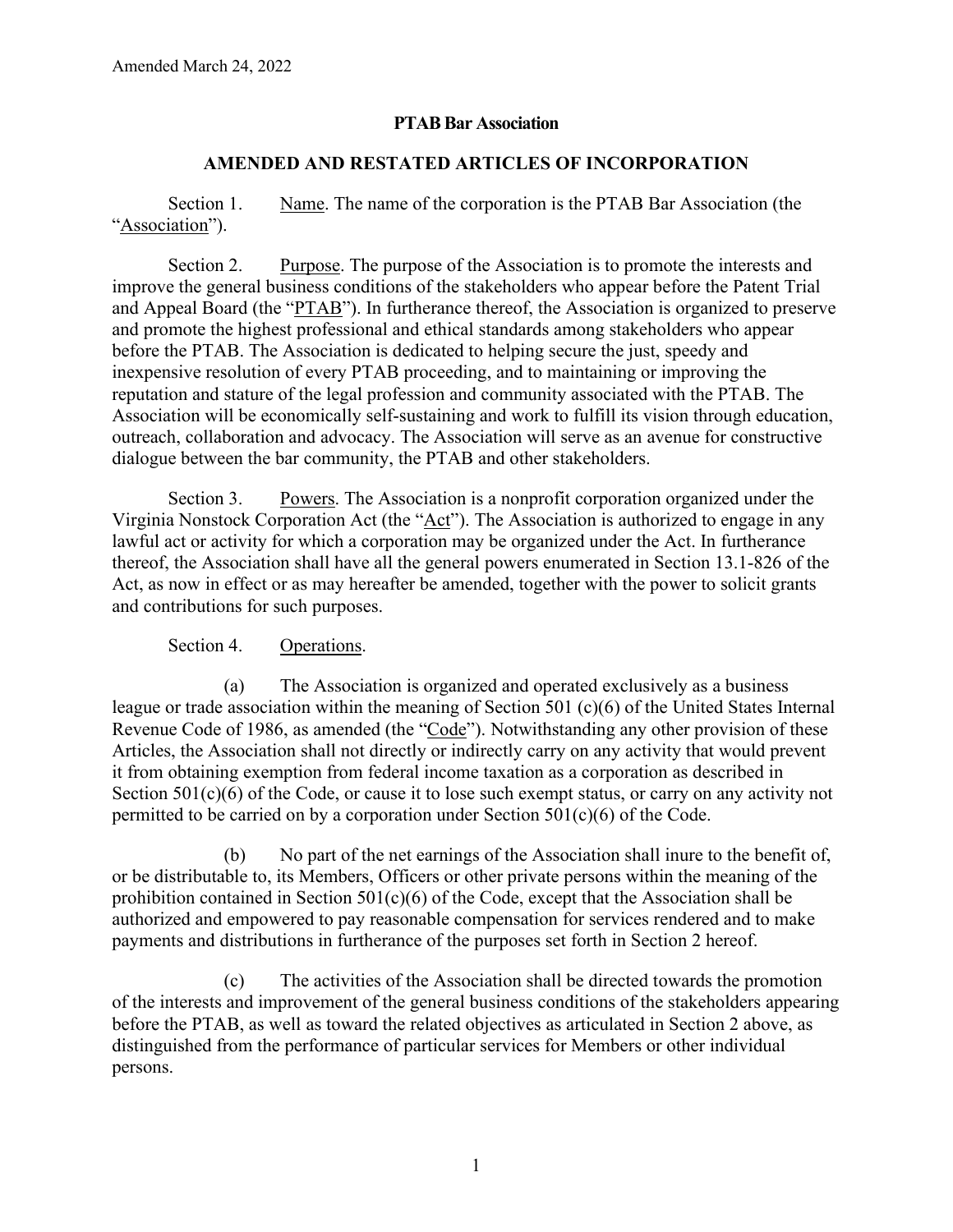Amended March 24, 2022

**PTAB Bar Association**

**AMENDED AND RESTATED ARTICLES OF INCORPORATION**

Section 1. Name. The name of the corporation is the PTAB Bar Association (the "Association").

Section 2. Purpose. The purpose of the Association is to promote the interests and improve the general business conditions of the stakeholders who appear before the Patent Trial and Appeal Board (the "PTAB"). In furtherance thereof, the Association is organized to preserve and promote the highest professional and ethical standards among stakeholders who appear before the PTAB. The Association is dedicated to helping secure the just, speedy and inexpensive resolution of every PTAB proceeding, and to maintaining or improving the reputation and stature of the legal profession and community associated with the PTAB. The Association will be economically self-sustaining and work to fulfill its vision through education, outreach, collaboration and advocacy. The Association will serve as an avenue for constructive dialogue between the bar community, the PTAB and other stakeholders.

Section 3. Powers. The Association is a nonprofit corporation organized under the Virginia Nonstock Corporation Act (the "Act"). The Association is authorized to engage in any lawful act or activity for which a corporation may be organized under the Act. In furtherance thereof, the Association shall have all the general powers enumerated in Section 13.1-826 of the Act, as now in effect or as may hereafter be amended, together with the power to solicit grants and contributions for such purposes.

Section 4. Operations.

(a) The Association is organized and operated exclusively as a business league or trade association within the meaning of Section 501 (c)(6) of the United States Internal Revenue Code of 1986, as amended (the "Code"). Notwithstanding any other provision of these Articles, the Association shall not directly or indirectly carry on any activity that would prevent it from obtaining exemption from federal income taxation as a corporation as described in Section 501(c)(6) of the Code, or cause it to lose such exempt status, or carry on any activity not permitted to be carried on by a corporation under Section 501(c)(6) of the Code.

(b) No part of the net earnings of the Association shall inure to the benefit of, or be distributable to, its Members, Officers or other private persons within the meaning of the prohibition contained in Section 501(c)(6) of the Code, except that the Association shall be authorized and empowered to pay reasonable compensation for services rendered and to make payments and distributions in furtherance of the purposes set forth in Section 2 hereof.

(c) The activities of the Association shall be directed towards the promotion of the interests and improvement of the general business conditions of the stakeholders appearing before the PTAB, as well as toward the related objectives as articulated in Section 2 above, as distinguished from the performance of particular services for Members or other individual persons.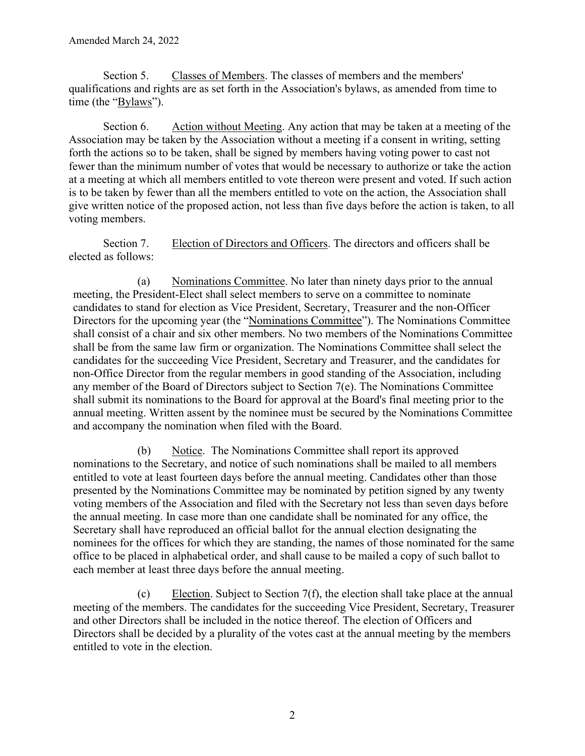Section 5. Classes of Members. The classes of members and the members' qualifications and rights are as set forth in the Association's bylaws, as amended from time to time (the "Bylaws").

Section 6. Action without Meeting. Any action that may be taken at a meeting of the Association may be taken by the Association without a meeting if a consent in writing, setting forth the actions so to be taken, shall be signed by members having voting power to cast not fewer than the minimum number of votes that would be necessary to authorize or take the action at a meeting at which all members entitled to vote thereon were present and voted. If such action is to be taken by fewer than all the members entitled to vote on the action, the Association shall give written notice of the proposed action, not less than five days before the action is taken, to all voting members.

Section 7. Election of Directors and Officers. The directors and officers shall be elected as follows:

(a) Nominations Committee. No later than ninety days prior to the annual meeting, the President-Elect shall select members to serve on a committee to nominate candidates to stand for election as Vice President, Secretary, Treasurer and the non-Officer Directors for the upcoming year (the "Nominations Committee"). The Nominations Committee shall consist of a chair and six other members. No two members of the Nominations Committee shall be from the same law firm or organization. The Nominations Committee shall select the candidates for the succeeding Vice President, Secretary and Treasurer, and the candidates for non-Office Director from the regular members in good standing of the Association, including any member of the Board of Directors subject to Section 7(e). The Nominations Committee shall submit its nominations to the Board for approval at the Board's final meeting prior to the annual meeting. Written assent by the nominee must be secured by the Nominations Committee and accompany the nomination when filed with the Board.

(b) Notice. The Nominations Committee shall report its approved nominations to the Secretary, and notice of such nominations shall be mailed to all members entitled to vote at least fourteen days before the annual meeting. Candidates other than those presented by the Nominations Committee may be nominated by petition signed by any twenty voting members of the Association and filed with the Secretary not less than seven days before the annual meeting. In case more than one candidate shall be nominated for any office, the Secretary shall have reproduced an official ballot for the annual election designating the nominees for the offices for which they are standing, the names of those nominated for the same office to be placed in alphabetical order, and shall cause to be mailed a copy of such ballot to each member at least three days before the annual meeting.

(c) Election. Subject to Section 7(f), the election shall take place at the annual meeting of the members. The candidates for the succeeding Vice President, Secretary, Treasurer and other Directors shall be included in the notice thereof. The election of Officers and Directors shall be decided by a plurality of the votes cast at the annual meeting by the members entitled to vote in the election.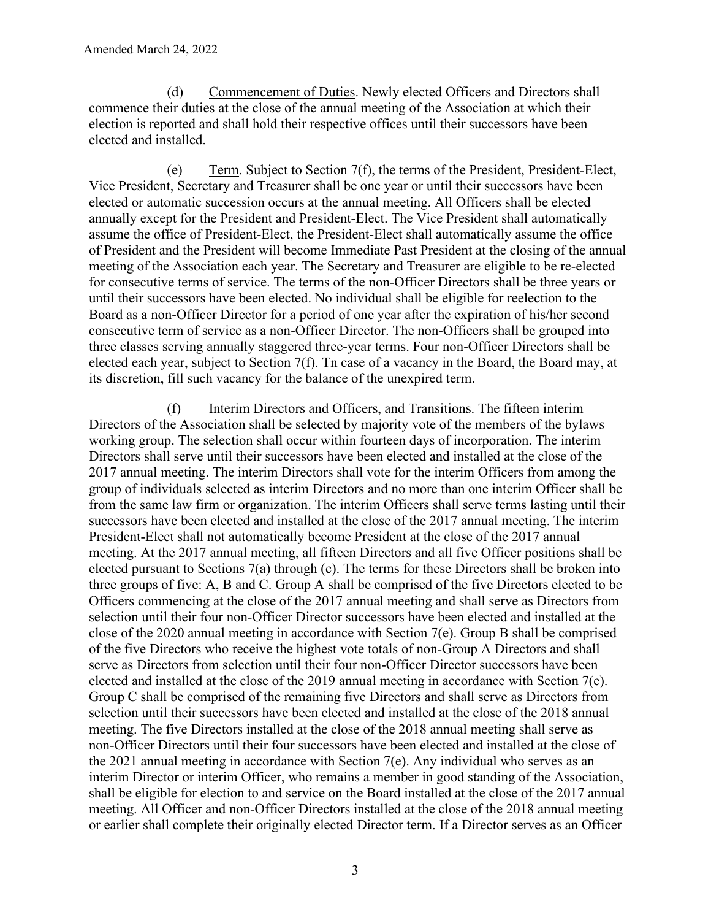(d) Commencement of Duties. Newly elected Officers and Directors shall commence their duties at the close of the annual meeting of the Association at which their election is reported and shall hold their respective offices until their successors have been elected and installed.

(e) Term. Subject to Section 7(f), the terms of the President, President-Elect, Vice President, Secretary and Treasurer shall be one year or until their successors have been elected or automatic succession occurs at the annual meeting. All Officers shall be elected annually except for the President and President-Elect. The Vice President shall automatically assume the office of President-Elect, the President-Elect shall automatically assume the office of President and the President will become Immediate Past President at the closing of the annual meeting of the Association each year. The Secretary and Treasurer are eligible to be re-elected for consecutive terms of service. The terms of the non-Officer Directors shall be three years or until their successors have been elected. No individual shall be eligible for reelection to the Board as a non-Officer Director for a period of one year after the expiration of his/her second consecutive term of service as a non-Officer Director. The non-Officers shall be grouped into three classes serving annually staggered three-year terms. Four non-Officer Directors shall be elected each year, subject to Section 7(f). Tn case of a vacancy in the Board, the Board may, at its discretion, fill such vacancy for the balance of the unexpired term.

(f) Interim Directors and Officers, and Transitions. The fifteen interim Directors of the Association shall be selected by majority vote of the members of the bylaws working group. The selection shall occur within fourteen days of incorporation. The interim Directors shall serve until their successors have been elected and installed at the close of the 2017 annual meeting. The interim Directors shall vote for the interim Officers from among the group of individuals selected as interim Directors and no more than one interim Officer shall be from the same law firm or organization. The interim Officers shall serve terms lasting until their successors have been elected and installed at the close of the 2017 annual meeting. The interim President-Elect shall not automatically become President at the close of the 2017 annual meeting. At the 2017 annual meeting, all fifteen Directors and all five Officer positions shall be elected pursuant to Sections 7(a) through (c). The terms for these Directors shall be broken into three groups of five: A, B and C. Group A shall be comprised of the five Directors elected to be Officers commencing at the close of the 2017 annual meeting and shall serve as Directors from selection until their four non-Officer Director successors have been elected and installed at the close of the 2020 annual meeting in accordance with Section 7(e). Group B shall be comprised of the five Directors who receive the highest vote totals of non-Group A Directors and shall serve as Directors from selection until their four non-Officer Director successors have been elected and installed at the close of the 2019 annual meeting in accordance with Section 7(e). Group C shall be comprised of the remaining five Directors and shall serve as Directors from selection until their successors have been elected and installed at the close of the 2018 annual meeting. The five Directors installed at the close of the 2018 annual meeting shall serve as non-Officer Directors until their four successors have been elected and installed at the close of the 2021 annual meeting in accordance with Section 7(e). Any individual who serves as an interim Director or interim Officer, who remains a member in good standing of the Association, shall be eligible for election to and service on the Board installed at the close of the 2017 annual meeting. All Officer and non-Officer Directors installed at the close of the 2018 annual meeting or earlier shall complete their originally elected Director term. If a Director serves as an Officer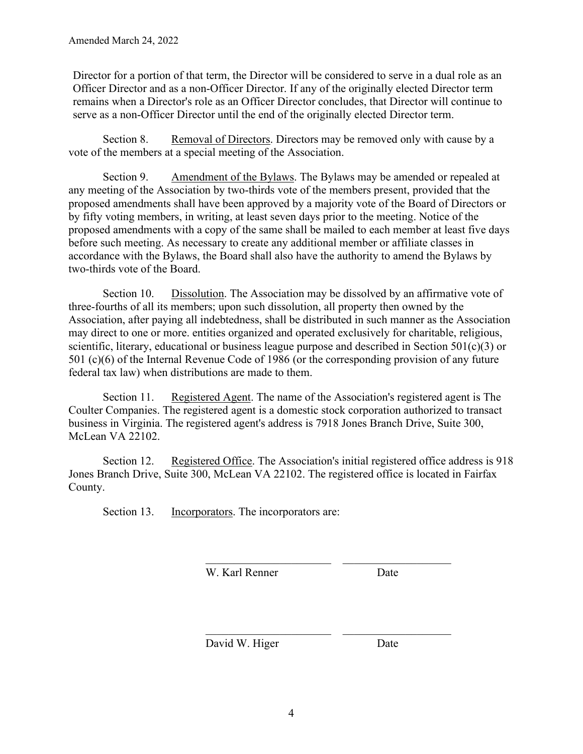Director for a portion of that term, the Director will be considered to serve in a dual role as an Officer Director and as a non-Officer Director. If any of the originally elected Director term remains when a Director's role as an Officer Director concludes, that Director will continue to serve as a non-Officer Director until the end of the originally elected Director term.

Section 8. Removal of Directors. Directors may be removed only with cause by a vote of the members at a special meeting of the Association.

Section 9. Amendment of the Bylaws. The Bylaws may be amended or repealed at any meeting of the Association by two-thirds vote of the members present, provided that the proposed amendments shall have been approved by a majority vote of the Board of Directors or by fifty voting members, in writing, at least seven days prior to the meeting. Notice of the proposed amendments with a copy of the same shall be mailed to each member at least five days before such meeting. As necessary to create any additional member or affiliate classes in accordance with the Bylaws, the Board shall also have the authority to amend the Bylaws by two-thirds vote of the Board.

Section 10. Dissolution. The Association may be dissolved by an affirmative vote of three-fourths of all its members; upon such dissolution, all property then owned by the Association, after paying all indebtedness, shall be distributed in such manner as the Association may direct to one or more. entities organized and operated exclusively for charitable, religious, scientific, literary, educational or business league purpose and described in Section 501(c)(3) or 501 (c)(6) of the Internal Revenue Code of 1986 (or the corresponding provision of any future federal tax law) when distributions are made to them.

Section 11. Registered Agent. The name of the Association's registered agent is The Coulter Companies. The registered agent is a domestic stock corporation authorized to transact business in Virginia. The registered agent's address is 7918 Jones Branch Drive, Suite 300, McLean VA 22102.

Section 12. Registered Office. The Association's initial registered office address is 918 Jones Branch Drive, Suite 300, McLean VA 22102. The registered office is located in Fairfax County.

Section 13. Incorporators. The incorporators are:

_______________________ ___________________

W. Karl Renner Date

_______________________ ___________________

David W. Higer Date